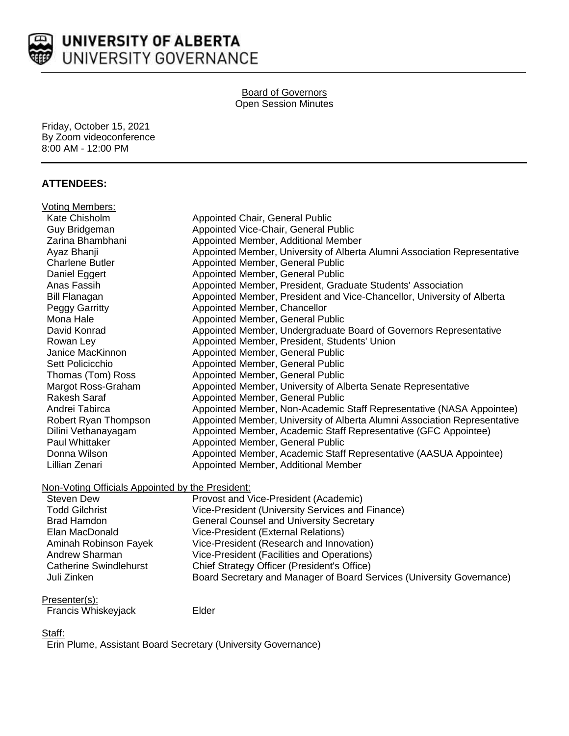UNIVERSITY OF ALBERTA
UNIVERSITY GOVERNANCE

Board of Governors
Open Session Minutes

Friday, October 15, 2021
By Zoom videoconference
8:00 AM - 12:00 PM

## ATTENDEES:

Voting Members:

| | |
|---|---|
| Kate Chisholm | Appointed Chair, General Public |
| Guy Bridgeman | Appointed Vice-Chair, General Public |
| Zarina Bhambhani | Appointed Member, Additional Member |
| Ayaz Bhanji | Appointed Member, University of Alberta Alumni Association Representative |
| Charlene Butler | Appointed Member, General Public |
| Daniel Eggert | Appointed Member, General Public |
| Anas Fassih | Appointed Member, President, Graduate Students' Association |
| Bill Flanagan | Appointed Member, President and Vice-Chancellor, University of Alberta |
| Peggy Garritty | Appointed Member, Chancellor |
| Mona Hale | Appointed Member, General Public |
| David Konrad | Appointed Member, Undergraduate Board of Governors Representative |
| Rowan Ley | Appointed Member, President, Students' Union |
| Janice MacKinnon | Appointed Member, General Public |
| Sett Policicchio | Appointed Member, General Public |
| Thomas (Tom) Ross | Appointed Member, General Public |
| Margot Ross-Graham | Appointed Member, University of Alberta Senate Representative |
| Rakesh Saraf | Appointed Member, General Public |
| Andrei Tabirca | Appointed Member, Non-Academic Staff Representative (NASA Appointee) |
| Robert Ryan Thompson | Appointed Member, University of Alberta Alumni Association Representative |
| Dilini Vethanayagam | Appointed Member, Academic Staff Representative (GFC Appointee) |
| Paul Whittaker | Appointed Member, General Public |
| Donna Wilson | Appointed Member, Academic Staff Representative (AASUA Appointee) |
| Lillian Zenari | Appointed Member, Additional Member |

Non-Voting Officials Appointed by the President:

| | |
|---|---|
| Steven Dew | Provost and Vice-President (Academic) |
| Todd Gilchrist | Vice-President (University Services and Finance) |
| Brad Hamdon | General Counsel and University Secretary |
| Elan MacDonald | Vice-President (External Relations) |
| Aminah Robinson Fayek | Vice-President (Research and Innovation) |
| Andrew Sharman | Vice-President (Facilities and Operations) |
| Catherine Swindlehurst | Chief Strategy Officer (President's Office) |
| Juli Zinken | Board Secretary and Manager of Board Services (University Governance) |

Presenter(s):

| | |
|---|---|
| Francis Whiskeyjack | Elder |

Staff:

Erin Plume, Assistant Board Secretary (University Governance)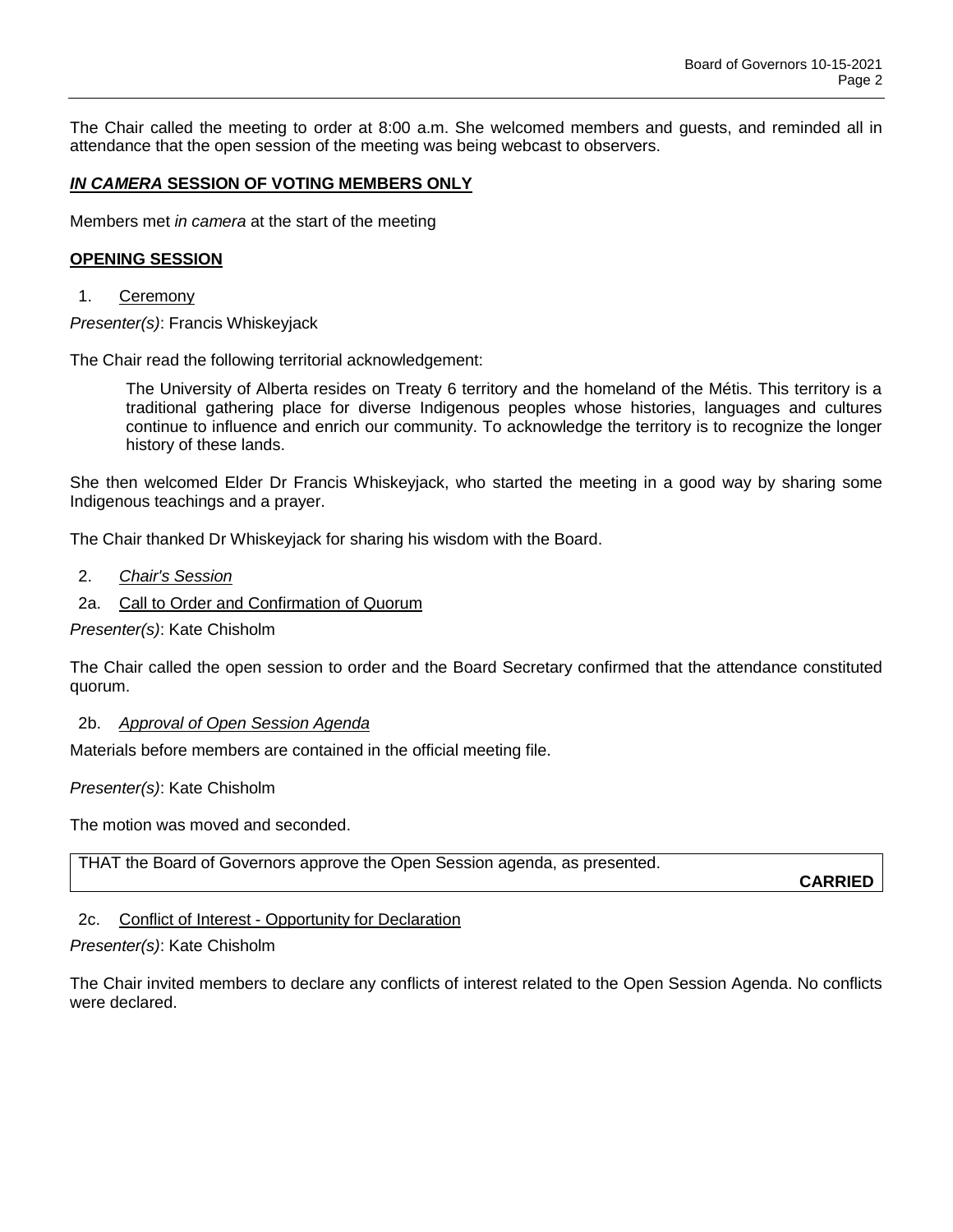The Chair called the meeting to order at 8:00 a.m. She welcomed members and guests, and reminded all in attendance that the open session of the meeting was being webcast to observers.

## ***IN CAMERA*** **SESSION OF VOTING MEMBERS ONLY**

Members met *in camera* at the start of the meeting

## **OPENING SESSION**

1. Ceremony

*Presenter(s)*: Francis Whiskeyjack

The Chair read the following territorial acknowledgement:

> The University of Alberta resides on Treaty 6 territory and the homeland of the Métis. This territory is a traditional gathering place for diverse Indigenous peoples whose histories, languages and cultures continue to influence and enrich our community. To acknowledge the territory is to recognize the longer history of these lands.

She then welcomed Elder Dr Francis Whiskeyjack, who started the meeting in a good way by sharing some Indigenous teachings and a prayer.

The Chair thanked Dr Whiskeyjack for sharing his wisdom with the Board.

2. *Chair's Session*

2a. Call to Order and Confirmation of Quorum

*Presenter(s)*: Kate Chisholm

The Chair called the open session to order and the Board Secretary confirmed that the attendance constituted quorum.

2b. *Approval of Open Session Agenda*

Materials before members are contained in the official meeting file.

*Presenter(s)*: Kate Chisholm

The motion was moved and seconded.

THAT the Board of Governors approve the Open Session agenda, as presented.

**CARRIED**

2c. Conflict of Interest - Opportunity for Declaration

*Presenter(s)*: Kate Chisholm

The Chair invited members to declare any conflicts of interest related to the Open Session Agenda. No conflicts were declared.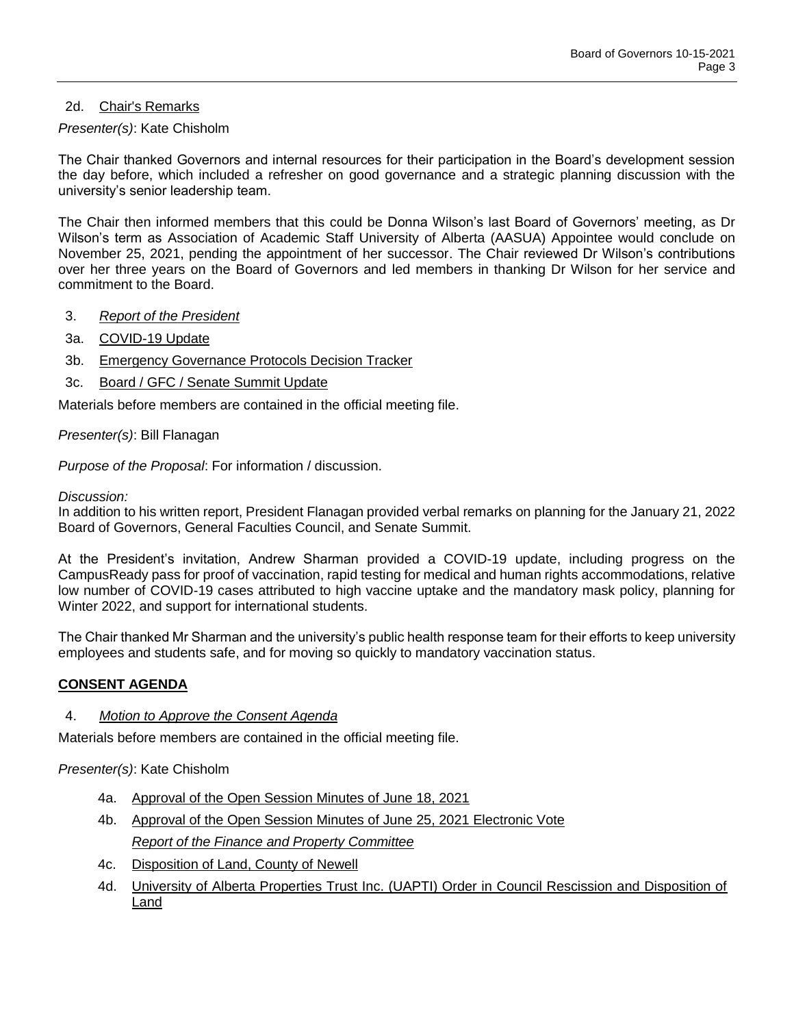2d. Chair's Remarks

*Presenter(s)*: Kate Chisholm

The Chair thanked Governors and internal resources for their participation in the Board's development session the day before, which included a refresher on good governance and a strategic planning discussion with the university's senior leadership team.

The Chair then informed members that this could be Donna Wilson's last Board of Governors' meeting, as Dr Wilson's term as Association of Academic Staff University of Alberta (AASUA) Appointee would conclude on November 25, 2021, pending the appointment of her successor. The Chair reviewed Dr Wilson's contributions over her three years on the Board of Governors and led members in thanking Dr Wilson for her service and commitment to the Board.

3. *Report of the President*

3a. COVID-19 Update

3b. Emergency Governance Protocols Decision Tracker

3c. Board / GFC / Senate Summit Update

Materials before members are contained in the official meeting file.

*Presenter(s)*: Bill Flanagan

*Purpose of the Proposal*: For information / discussion.

*Discussion:*

In addition to his written report, President Flanagan provided verbal remarks on planning for the January 21, 2022 Board of Governors, General Faculties Council, and Senate Summit.

At the President's invitation, Andrew Sharman provided a COVID-19 update, including progress on the CampusReady pass for proof of vaccination, rapid testing for medical and human rights accommodations, relative low number of COVID-19 cases attributed to high vaccine uptake and the mandatory mask policy, planning for Winter 2022, and support for international students.

The Chair thanked Mr Sharman and the university's public health response team for their efforts to keep university employees and students safe, and for moving so quickly to mandatory vaccination status.

**CONSENT AGENDA**

4. *Motion to Approve the Consent Agenda*

Materials before members are contained in the official meeting file.

*Presenter(s)*: Kate Chisholm

4a. Approval of the Open Session Minutes of June 18, 2021

4b. Approval of the Open Session Minutes of June 25, 2021 Electronic Vote

*Report of the Finance and Property Committee*

4c. Disposition of Land, County of Newell

4d. University of Alberta Properties Trust Inc. (UAPTI) Order in Council Rescission and Disposition of Land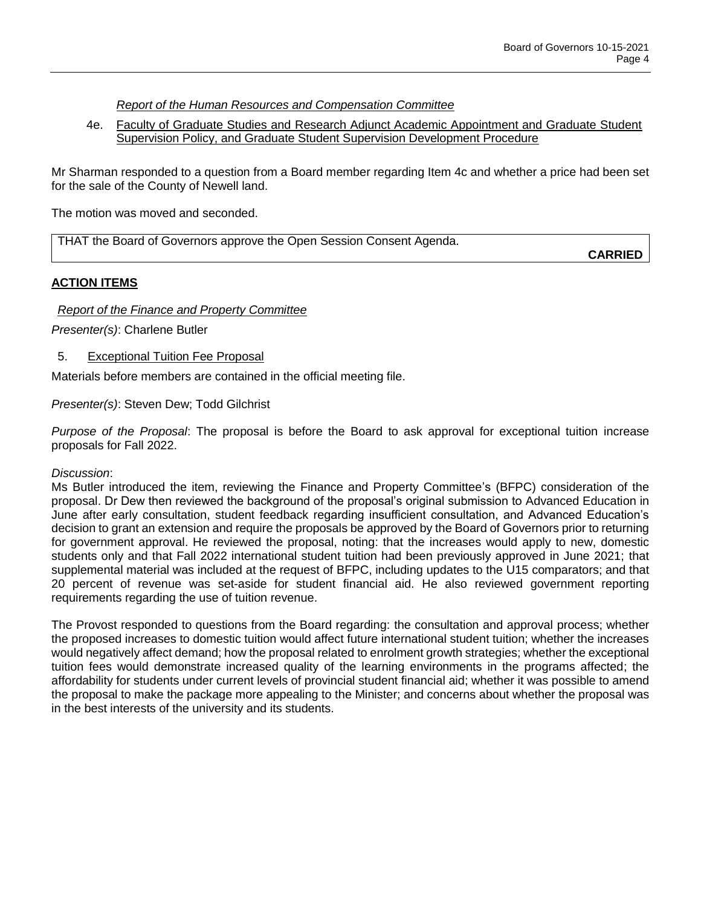*Report of the Human Resources and Compensation Committee*

4e. Faculty of Graduate Studies and Research Adjunct Academic Appointment and Graduate Student Supervision Policy, and Graduate Student Supervision Development Procedure

Mr Sharman responded to a question from a Board member regarding Item 4c and whether a price had been set for the sale of the County of Newell land.

The motion was moved and seconded.

| |
|---|
| THAT the Board of Governors approve the Open Session Consent Agenda. **CARRIED** |

**ACTION ITEMS**

*Report of the Finance and Property Committee*

*Presenter(s)*: Charlene Butler

5. Exceptional Tuition Fee Proposal

Materials before members are contained in the official meeting file.

*Presenter(s)*: Steven Dew; Todd Gilchrist

*Purpose of the Proposal*: The proposal is before the Board to ask approval for exceptional tuition increase proposals for Fall 2022.

*Discussion*:

Ms Butler introduced the item, reviewing the Finance and Property Committee's (BFPC) consideration of the proposal. Dr Dew then reviewed the background of the proposal's original submission to Advanced Education in June after early consultation, student feedback regarding insufficient consultation, and Advanced Education's decision to grant an extension and require the proposals be approved by the Board of Governors prior to returning for government approval. He reviewed the proposal, noting: that the increases would apply to new, domestic students only and that Fall 2022 international student tuition had been previously approved in June 2021; that supplemental material was included at the request of BFPC, including updates to the U15 comparators; and that 20 percent of revenue was set-aside for student financial aid. He also reviewed government reporting requirements regarding the use of tuition revenue.

The Provost responded to questions from the Board regarding: the consultation and approval process; whether the proposed increases to domestic tuition would affect future international student tuition; whether the increases would negatively affect demand; how the proposal related to enrolment growth strategies; whether the exceptional tuition fees would demonstrate increased quality of the learning environments in the programs affected; the affordability for students under current levels of provincial student financial aid; whether it was possible to amend the proposal to make the package more appealing to the Minister; and concerns about whether the proposal was in the best interests of the university and its students.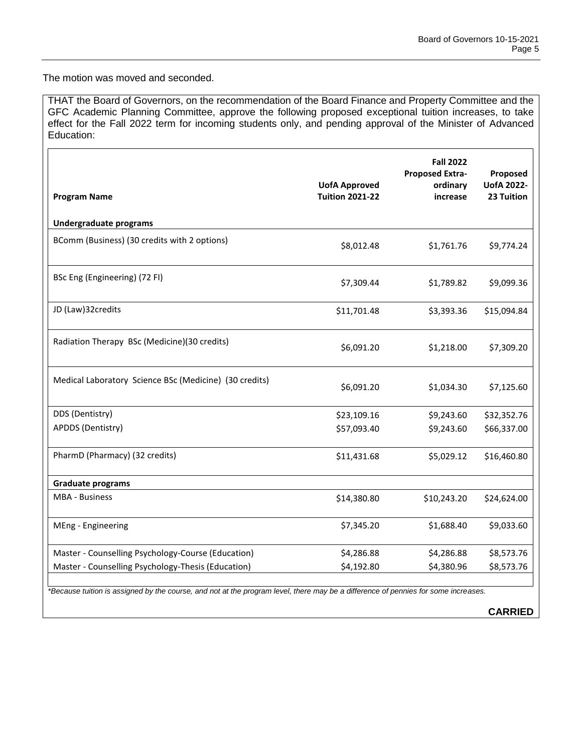The motion was moved and seconded.

THAT the Board of Governors, on the recommendation of the Board Finance and Property Committee and the GFC Academic Planning Committee, approve the following proposed exceptional tuition increases, to take effect for the Fall 2022 term for incoming students only, and pending approval of the Minister of Advanced Education:

| Program Name | UofA Approved Tuition 2021-22 | Fall 2022 Proposed Extra-ordinary increase | Proposed UofA 2022-23 Tuition |
|---|---|---|---|
| **Undergraduate programs** | | | |
| BComm (Business) (30 credits with 2 options) | $8,012.48 | $1,761.76 | $9,774.24 |
| BSc Eng (Engineering) (72 FI) | $7,309.44 | $1,789.82 | $9,099.36 |
| JD (Law)32credits | $11,701.48 | $3,393.36 | $15,094.84 |
| Radiation Therapy BSc (Medicine)(30 credits) | $6,091.20 | $1,218.00 | $7,309.20 |
| Medical Laboratory Science BSc (Medicine) (30 credits) | $6,091.20 | $1,034.30 | $7,125.60 |
| DDS (Dentistry) | $23,109.16 | $9,243.60 | $32,352.76 |
| APDDS (Dentistry) | $57,093.40 | $9,243.60 | $66,337.00 |
| PharmD (Pharmacy) (32 credits) | $11,431.68 | $5,029.12 | $16,460.80 |
| **Graduate programs** | | | |
| MBA - Business | $14,380.80 | $10,243.20 | $24,624.00 |
| MEng - Engineering | $7,345.20 | $1,688.40 | $9,033.60 |
| Master - Counselling Psychology-Course (Education) | $4,286.88 | $4,286.88 | $8,573.76 |
| Master - Counselling Psychology-Thesis (Education) | $4,192.80 | $4,380.96 | $8,573.76 |

*\*Because tuition is assigned by the course, and not at the program level, there may be a difference of pennies for some increases.*

**CARRIED**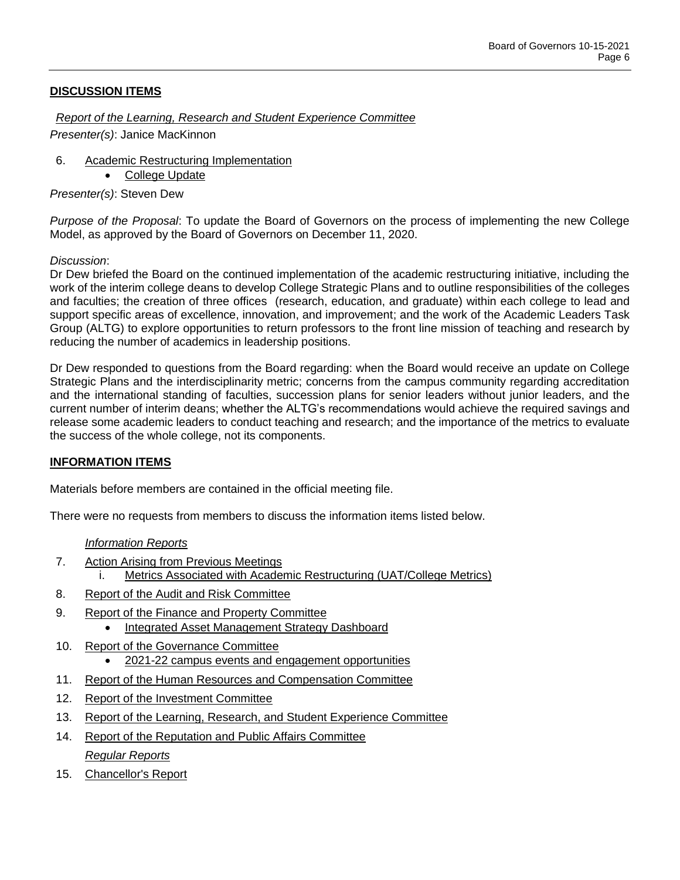## DISCUSSION ITEMS

*Report of the Learning, Research and Student Experience Committee*

*Presenter(s)*: Janice MacKinnon

6. Academic Restructuring Implementation
   - College Update

*Presenter(s)*: Steven Dew

*Purpose of the Proposal*: To update the Board of Governors on the process of implementing the new College Model, as approved by the Board of Governors on December 11, 2020.

*Discussion*:

Dr Dew briefed the Board on the continued implementation of the academic restructuring initiative, including the work of the interim college deans to develop College Strategic Plans and to outline responsibilities of the colleges and faculties; the creation of three offices (research, education, and graduate) within each college to lead and support specific areas of excellence, innovation, and improvement; and the work of the Academic Leaders Task Group (ALTG) to explore opportunities to return professors to the front line mission of teaching and research by reducing the number of academics in leadership positions.

Dr Dew responded to questions from the Board regarding: when the Board would receive an update on College Strategic Plans and the interdisciplinarity metric; concerns from the campus community regarding accreditation and the international standing of faculties, succession plans for senior leaders without junior leaders, and the current number of interim deans; whether the ALTG's recommendations would achieve the required savings and release some academic leaders to conduct teaching and research; and the importance of the metrics to evaluate the success of the whole college, not its components.

## INFORMATION ITEMS

Materials before members are contained in the official meeting file.

There were no requests from members to discuss the information items listed below.

*Information Reports*

7. Action Arising from Previous Meetings
   i. Metrics Associated with Academic Restructuring (UAT/College Metrics)
8. Report of the Audit and Risk Committee
9. Report of the Finance and Property Committee
   - Integrated Asset Management Strategy Dashboard
10. Report of the Governance Committee
    - 2021-22 campus events and engagement opportunities
11. Report of the Human Resources and Compensation Committee
12. Report of the Investment Committee
13. Report of the Learning, Research, and Student Experience Committee
14. Report of the Reputation and Public Affairs Committee

*Regular Reports*

15. Chancellor's Report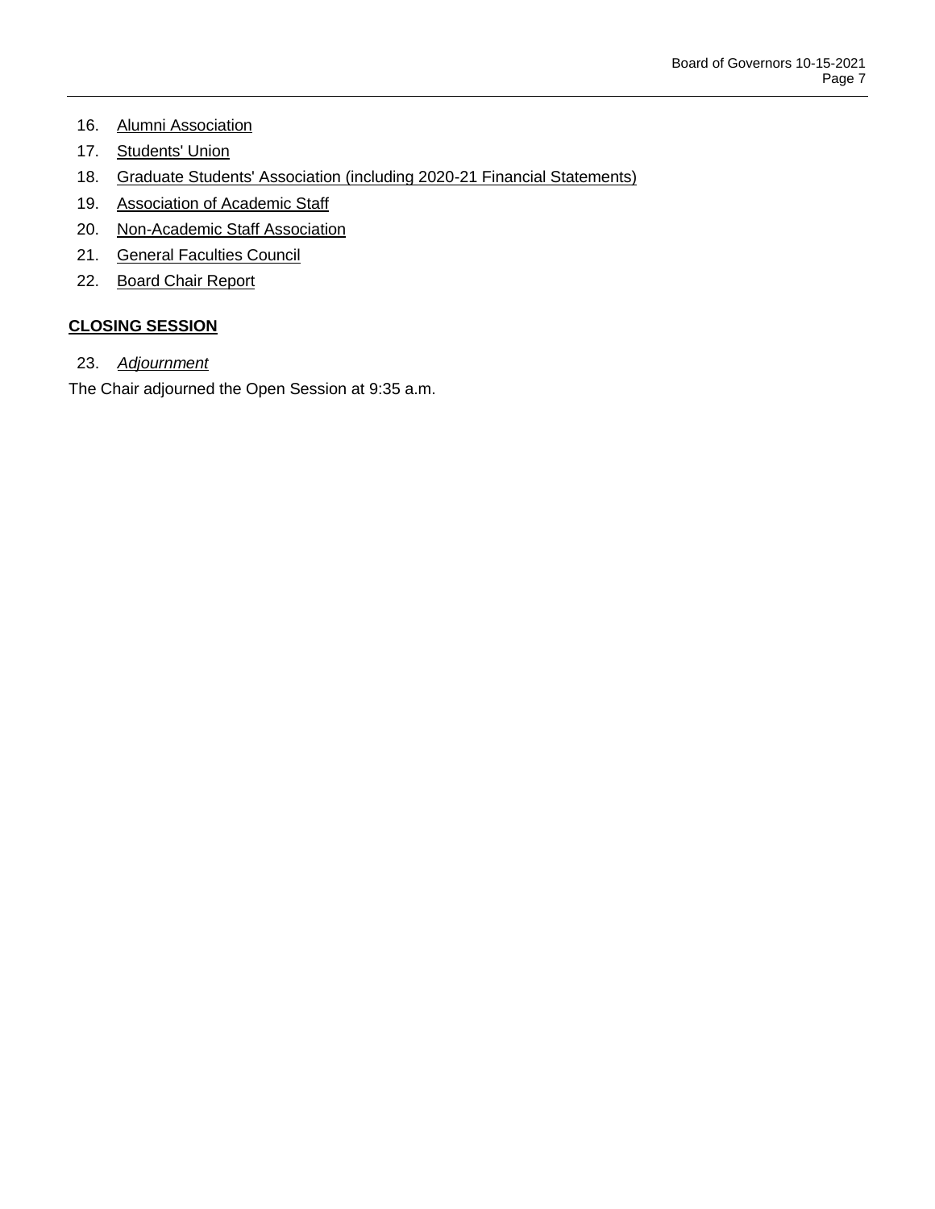16. Alumni Association
17. Students' Union
18. Graduate Students' Association (including 2020-21 Financial Statements)
19. Association of Academic Staff
20. Non-Academic Staff Association
21. General Faculties Council
22. Board Chair Report

**CLOSING SESSION**

23. *Adjournment*

The Chair adjourned the Open Session at 9:35 a.m.